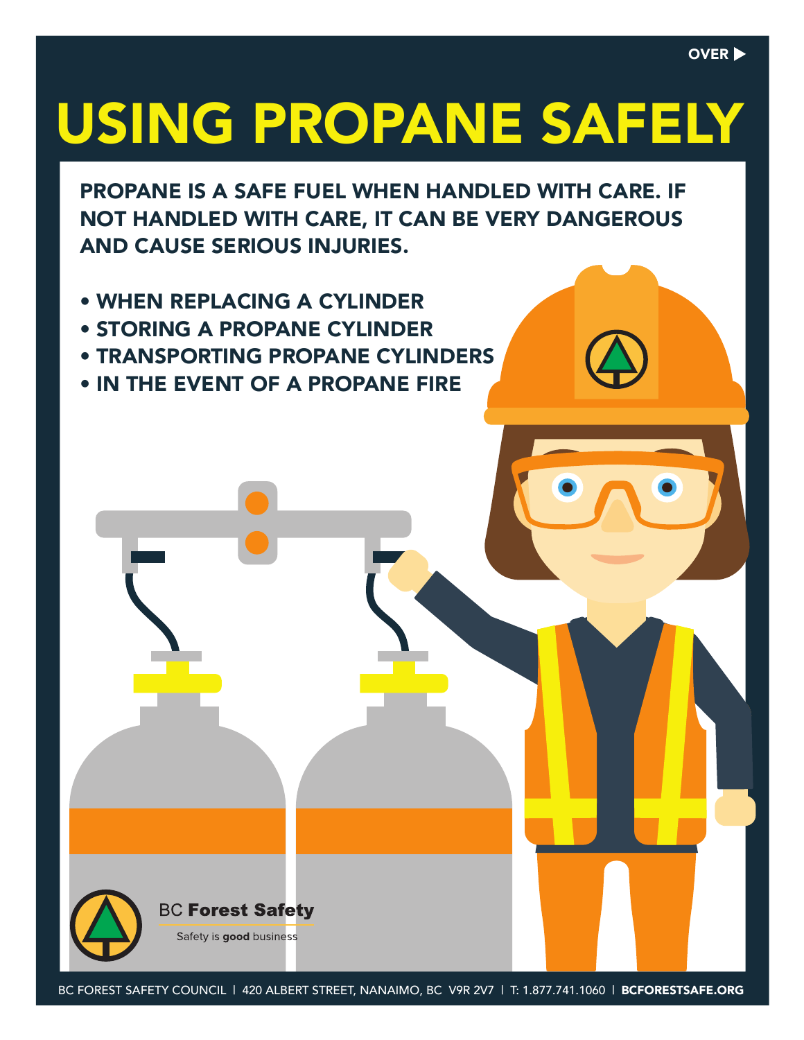OVER ▶

# USING PROPANE SAFELY

**PROPANE IS A SAFE FUEL WHEN HANDLED WITH CARE. IF NOT HANDLED WITH CARE, IT CAN BE VERY DANGEROUS AND CAUSE SERIOUS INJURIES.**

- **WHEN REPLACING A CYLINDER**
- **STORING A PROPANE CYLINDER**
- **TRANSPORTING PROPANE CYLINDERS**
- **IN THE EVENT OF A PROPANE FIRE**

BC **Forest Safety**

Safety is **good** business

BC FOREST SAFETY COUNCIL | 420 ALBERT STREET, NANAIMO, BC V9R 2V7 | T: 1.877.741.1060 | **BCFORESTSAFE.ORG**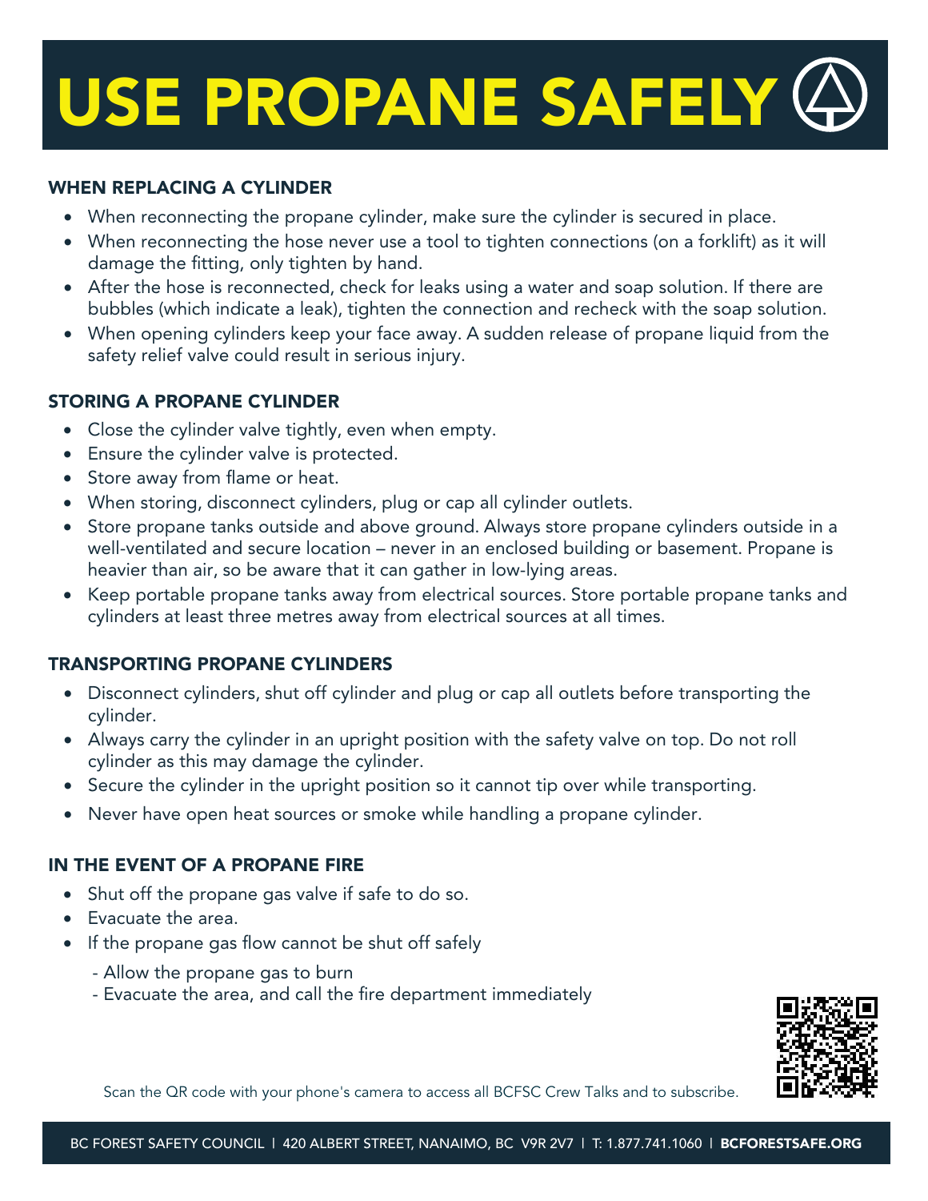# USE PROPANE SAFELY

## WHEN REPLACING A CYLINDER

- When reconnecting the propane cylinder, make sure the cylinder is secured in place.
- When reconnecting the hose never use a tool to tighten connections (on a forklift) as it will damage the fitting, only tighten by hand.
- After the hose is reconnected, check for leaks using a water and soap solution. If there are bubbles (which indicate a leak), tighten the connection and recheck with the soap solution.
- When opening cylinders keep your face away. A sudden release of propane liquid from the safety relief valve could result in serious injury.

## STORING A PROPANE CYLINDER

- Close the cylinder valve tightly, even when empty.
- Ensure the cylinder valve is protected.
- Store away from flame or heat.
- When storing, disconnect cylinders, plug or cap all cylinder outlets.
- Store propane tanks outside and above ground. Always store propane cylinders outside in a well-ventilated and secure location – never in an enclosed building or basement. Propane is heavier than air, so be aware that it can gather in low-lying areas.
- Keep portable propane tanks away from electrical sources. Store portable propane tanks and cylinders at least three metres away from electrical sources at all times.

## TRANSPORTING PROPANE CYLINDERS

- Disconnect cylinders, shut off cylinder and plug or cap all outlets before transporting the cylinder.
- Always carry the cylinder in an upright position with the safety valve on top. Do not roll cylinder as this may damage the cylinder.
- Secure the cylinder in the upright position so it cannot tip over while transporting.
- Never have open heat sources or smoke while handling a propane cylinder.

## IN THE EVENT OF A PROPANE FIRE

- Shut off the propane gas valve if safe to do so.
- Evacuate the area.
- If the propane gas flow cannot be shut off safely
  - Allow the propane gas to burn
  - Evacuate the area, and call the fire department immediately

Scan the QR code with your phone's camera to access all BCFSC Crew Talks and to subscribe.

BC FOREST SAFETY COUNCIL | 420 ALBERT STREET, NANAIMO, BC V9R 2V7 | T: 1.877.741.1060 | **BCFORESTSAFE.ORG**